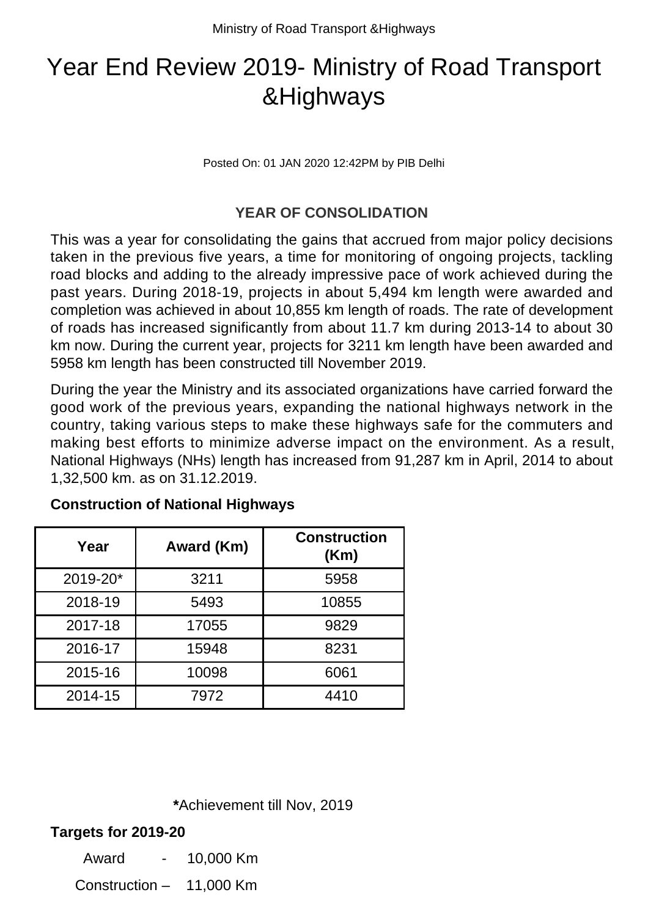# Year End Review 2019- Ministry of Road Transport &Highways

Posted On: 01 JAN 2020 12:42PM by PIB Delhi

**YEAR OF CONSOLIDATION**

This was a year for consolidating the gains that accrued from major policy decisions taken in the previous five years, a time for monitoring of ongoing projects, tackling road blocks and adding to the already impressive pace of work achieved during the past years. During 2018-19, projects in about 5,494 km length were awarded and completion was achieved in about 10,855 km length of roads. The rate of development of roads has increased significantly from about 11.7 km during 2013-14 to about 30 km now. During the current year, projects for 3211 km length have been awarded and 5958 km length has been constructed till November 2019.

During the year the Ministry and its associated organizations have carried forward the good work of the previous years, expanding the national highways network in the country, taking various steps to make these highways safe for the commuters and making best efforts to minimize adverse impact on the environment. As a result, National Highways (NHs) length has increased from 91,287 km in April, 2014 to about 1,32,500 km. as on 31.12.2019.

**Construction of National Highways**

| Year | Award (Km) | Construction (Km) |
|---|---|---|
| 2019-20* | 3211 | 5958 |
| 2018-19 | 5493 | 10855 |
| 2017-18 | 17055 | 9829 |
| 2016-17 | 15948 | 8231 |
| 2015-16 | 10098 | 6061 |
| 2014-15 | 7972 | 4410 |

**\***Achievement till Nov, 2019

**Targets for 2019-20**

Award - 10,000 Km

Construction – 11,000 Km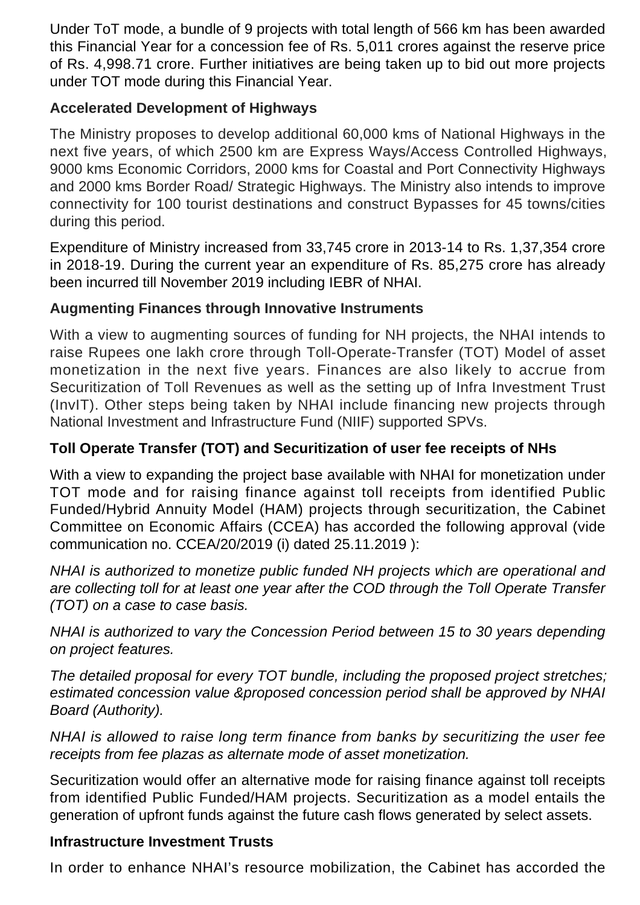Under ToT mode, a bundle of 9 projects with total length of 566 km has been awarded this Financial Year for a concession fee of Rs. 5,011 crores against the reserve price of Rs. 4,998.71 crore. Further initiatives are being taken up to bid out more projects under TOT mode during this Financial Year.

**Accelerated Development of Highways**

The Ministry proposes to develop additional 60,000 kms of National Highways in the next five years, of which 2500 km are Express Ways/Access Controlled Highways, 9000 kms Economic Corridors, 2000 kms for Coastal and Port Connectivity Highways and 2000 kms Border Road/ Strategic Highways. The Ministry also intends to improve connectivity for 100 tourist destinations and construct Bypasses for 45 towns/cities during this period.

Expenditure of Ministry increased from 33,745 crore in 2013-14 to Rs. 1,37,354 crore in 2018-19. During the current year an expenditure of Rs. 85,275 crore has already been incurred till November 2019 including IEBR of NHAI.

**Augmenting Finances through Innovative Instruments**

With a view to augmenting sources of funding for NH projects, the NHAI intends to raise Rupees one lakh crore through Toll-Operate-Transfer (TOT) Model of asset monetization in the next five years. Finances are also likely to accrue from Securitization of Toll Revenues as well as the setting up of Infra Investment Trust (InvIT). Other steps being taken by NHAI include financing new projects through National Investment and Infrastructure Fund (NIIF) supported SPVs.

**Toll Operate Transfer (TOT) and Securitization of user fee receipts of NHs**

With a view to expanding the project base available with NHAI for monetization under TOT mode and for raising finance against toll receipts from identified Public Funded/Hybrid Annuity Model (HAM) projects through securitization, the Cabinet Committee on Economic Affairs (CCEA) has accorded the following approval (vide communication no. CCEA/20/2019 (i) dated 25.11.2019 ):

*NHAI is authorized to monetize public funded NH projects which are operational and are collecting toll for at least one year after the COD through the Toll Operate Transfer (TOT) on a case to case basis.*

*NHAI is authorized to vary the Concession Period between 15 to 30 years depending on project features.*

*The detailed proposal for every TOT bundle, including the proposed project stretches; estimated concession value &proposed concession period shall be approved by NHAI Board (Authority).*

*NHAI is allowed to raise long term finance from banks by securitizing the user fee receipts from fee plazas as alternate mode of asset monetization.*

Securitization would offer an alternative mode for raising finance against toll receipts from identified Public Funded/HAM projects. Securitization as a model entails the generation of upfront funds against the future cash flows generated by select assets.

**Infrastructure Investment Trusts**

In order to enhance NHAI's resource mobilization, the Cabinet has accorded the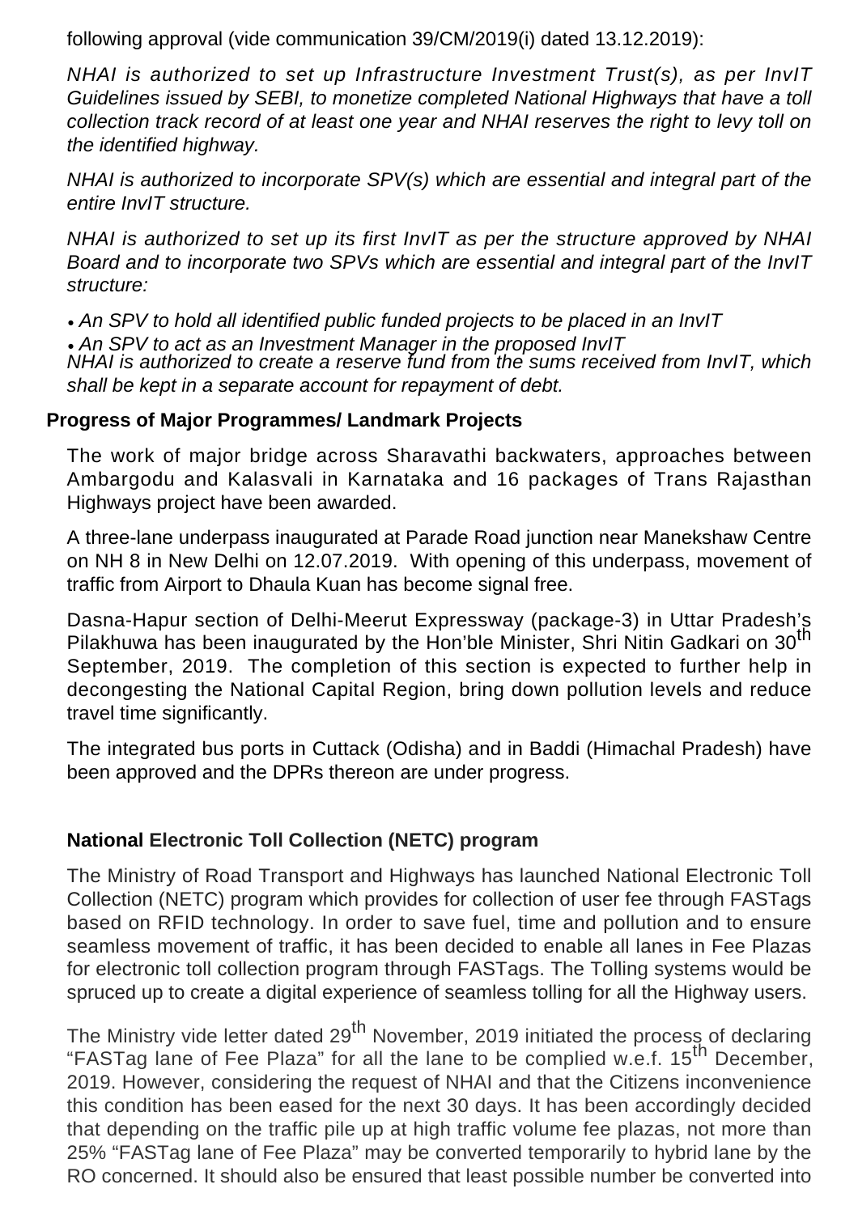following approval (vide communication 39/CM/2019(i) dated 13.12.2019):

*NHAI is authorized to set up Infrastructure Investment Trust(s), as per InvIT Guidelines issued by SEBI, to monetize completed National Highways that have a toll collection track record of at least one year and NHAI reserves the right to levy toll on the identified highway.*

*NHAI is authorized to incorporate SPV(s) which are essential and integral part of the entire InvIT structure.*

*NHAI is authorized to set up its first InvIT as per the structure approved by NHAI Board and to incorporate two SPVs which are essential and integral part of the InvIT structure:*

- *An SPV to hold all identified public funded projects to be placed in an InvIT*
- *An SPV to act as an Investment Manager in the proposed InvIT*

*NHAI is authorized to create a reserve fund from the sums received from InvIT, which shall be kept in a separate account for repayment of debt.*

**Progress of Major Programmes/ Landmark Projects**

The work of major bridge across Sharavathi backwaters, approaches between Ambargodu and Kalasvali in Karnataka and 16 packages of Trans Rajasthan Highways project have been awarded.

A three-lane underpass inaugurated at Parade Road junction near Manekshaw Centre on NH 8 in New Delhi on 12.07.2019. With opening of this underpass, movement of traffic from Airport to Dhaula Kuan has become signal free.

Dasna-Hapur section of Delhi-Meerut Expressway (package-3) in Uttar Pradesh's Pilakhuwa has been inaugurated by the Hon'ble Minister, Shri Nitin Gadkari on 30th September, 2019. The completion of this section is expected to further help in decongesting the National Capital Region, bring down pollution levels and reduce travel time significantly.

The integrated bus ports in Cuttack (Odisha) and in Baddi (Himachal Pradesh) have been approved and the DPRs thereon are under progress.

**National Electronic Toll Collection (NETC) program**

The Ministry of Road Transport and Highways has launched National Electronic Toll Collection (NETC) program which provides for collection of user fee through FASTags based on RFID technology. In order to save fuel, time and pollution and to ensure seamless movement of traffic, it has been decided to enable all lanes in Fee Plazas for electronic toll collection program through FASTags. The Tolling systems would be spruced up to create a digital experience of seamless tolling for all the Highway users.

The Ministry vide letter dated 29th November, 2019 initiated the process of declaring "FASTag lane of Fee Plaza" for all the lane to be complied w.e.f. 15th December, 2019. However, considering the request of NHAI and that the Citizens inconvenience this condition has been eased for the next 30 days. It has been accordingly decided that depending on the traffic pile up at high traffic volume fee plazas, not more than 25% "FASTag lane of Fee Plaza" may be converted temporarily to hybrid lane by the RO concerned. It should also be ensured that least possible number be converted into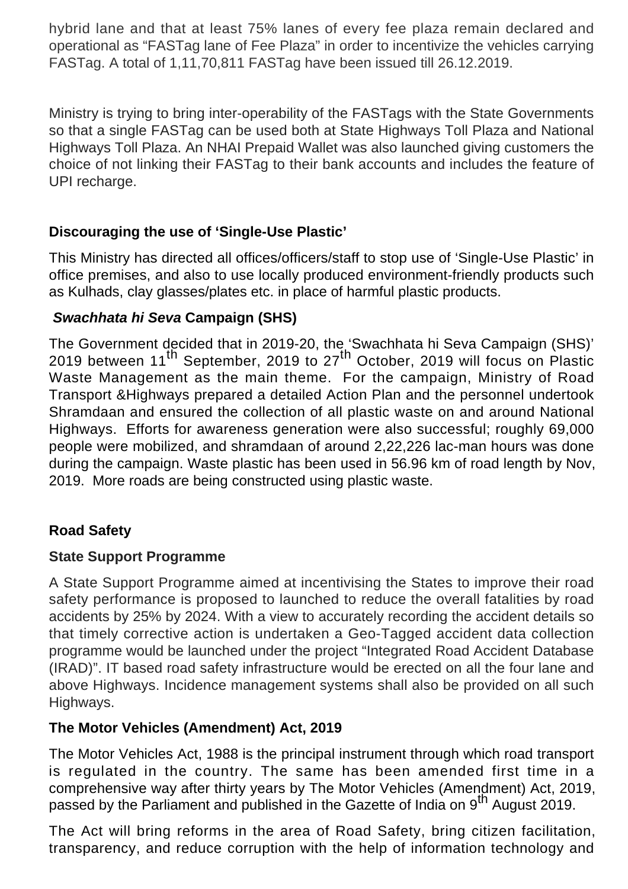hybrid lane and that at least 75% lanes of every fee plaza remain declared and operational as "FASTag lane of Fee Plaza" in order to incentivize the vehicles carrying FASTag. A total of 1,11,70,811 FASTag have been issued till 26.12.2019.

Ministry is trying to bring inter-operability of the FASTags with the State Governments so that a single FASTag can be used both at State Highways Toll Plaza and National Highways Toll Plaza. An NHAI Prepaid Wallet was also launched giving customers the choice of not linking their FASTag to their bank accounts and includes the feature of UPI recharge.

### Discouraging the use of 'Single-Use Plastic'

This Ministry has directed all offices/officers/staff to stop use of 'Single-Use Plastic' in office premises, and also to use locally produced environment-friendly products such as Kulhads, clay glasses/plates etc. in place of harmful plastic products.

### *Swachhata hi Seva* Campaign (SHS)

The Government decided that in 2019-20, the 'Swachhata hi Seva Campaign (SHS)' 2019 between 11th September, 2019 to 27th October, 2019 will focus on Plastic Waste Management as the main theme. For the campaign, Ministry of Road Transport &Highways prepared a detailed Action Plan and the personnel undertook Shramdaan and ensured the collection of all plastic waste on and around National Highways. Efforts for awareness generation were also successful; roughly 69,000 people were mobilized, and shramdaan of around 2,22,226 lac-man hours was done during the campaign. Waste plastic has been used in 56.96 km of road length by Nov, 2019. More roads are being constructed using plastic waste.

## Road Safety

### State Support Programme

A State Support Programme aimed at incentivising the States to improve their road safety performance is proposed to launched to reduce the overall fatalities by road accidents by 25% by 2024. With a view to accurately recording the accident details so that timely corrective action is undertaken a Geo-Tagged accident data collection programme would be launched under the project "Integrated Road Accident Database (IRAD)". IT based road safety infrastructure would be erected on all the four lane and above Highways. Incidence management systems shall also be provided on all such Highways.

### The Motor Vehicles (Amendment) Act, 2019

The Motor Vehicles Act, 1988 is the principal instrument through which road transport is regulated in the country. The same has been amended first time in a comprehensive way after thirty years by The Motor Vehicles (Amendment) Act, 2019, passed by the Parliament and published in the Gazette of India on 9th August 2019.

The Act will bring reforms in the area of Road Safety, bring citizen facilitation, transparency, and reduce corruption with the help of information technology and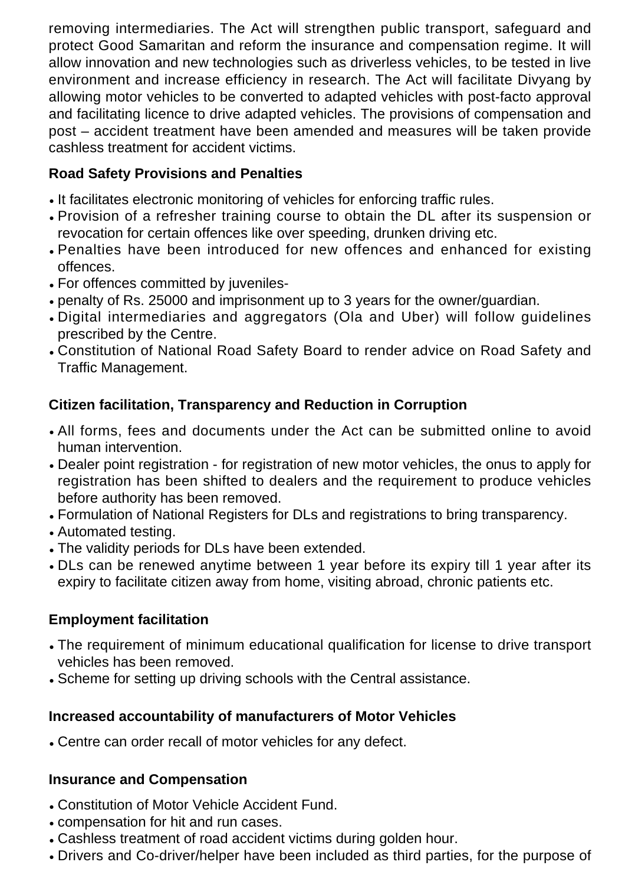removing intermediaries. The Act will strengthen public transport, safeguard and protect Good Samaritan and reform the insurance and compensation regime. It will allow innovation and new technologies such as driverless vehicles, to be tested in live environment and increase efficiency in research. The Act will facilitate Divyang by allowing motor vehicles to be converted to adapted vehicles with post-facto approval and facilitating licence to drive adapted vehicles. The provisions of compensation and post – accident treatment have been amended and measures will be taken provide cashless treatment for accident victims.

**Road Safety Provisions and Penalties**

- It facilitates electronic monitoring of vehicles for enforcing traffic rules.
- Provision of a refresher training course to obtain the DL after its suspension or revocation for certain offences like over speeding, drunken driving etc.
- Penalties have been introduced for new offences and enhanced for existing offences.
- For offences committed by juveniles-
- penalty of Rs. 25000 and imprisonment up to 3 years for the owner/guardian.
- Digital intermediaries and aggregators (Ola and Uber) will follow guidelines prescribed by the Centre.
- Constitution of National Road Safety Board to render advice on Road Safety and Traffic Management.

**Citizen facilitation, Transparency and Reduction in Corruption**

- All forms, fees and documents under the Act can be submitted online to avoid human intervention.
- Dealer point registration - for registration of new motor vehicles, the onus to apply for registration has been shifted to dealers and the requirement to produce vehicles before authority has been removed.
- Formulation of National Registers for DLs and registrations to bring transparency.
- Automated testing.
- The validity periods for DLs have been extended.
- DLs can be renewed anytime between 1 year before its expiry till 1 year after its expiry to facilitate citizen away from home, visiting abroad, chronic patients etc.

**Employment facilitation**

- The requirement of minimum educational qualification for license to drive transport vehicles has been removed.
- Scheme for setting up driving schools with the Central assistance.

**Increased accountability of manufacturers of Motor Vehicles**

- Centre can order recall of motor vehicles for any defect.

**Insurance and Compensation**

- Constitution of Motor Vehicle Accident Fund.
- compensation for hit and run cases.
- Cashless treatment of road accident victims during golden hour.
- Drivers and Co-driver/helper have been included as third parties, for the purpose of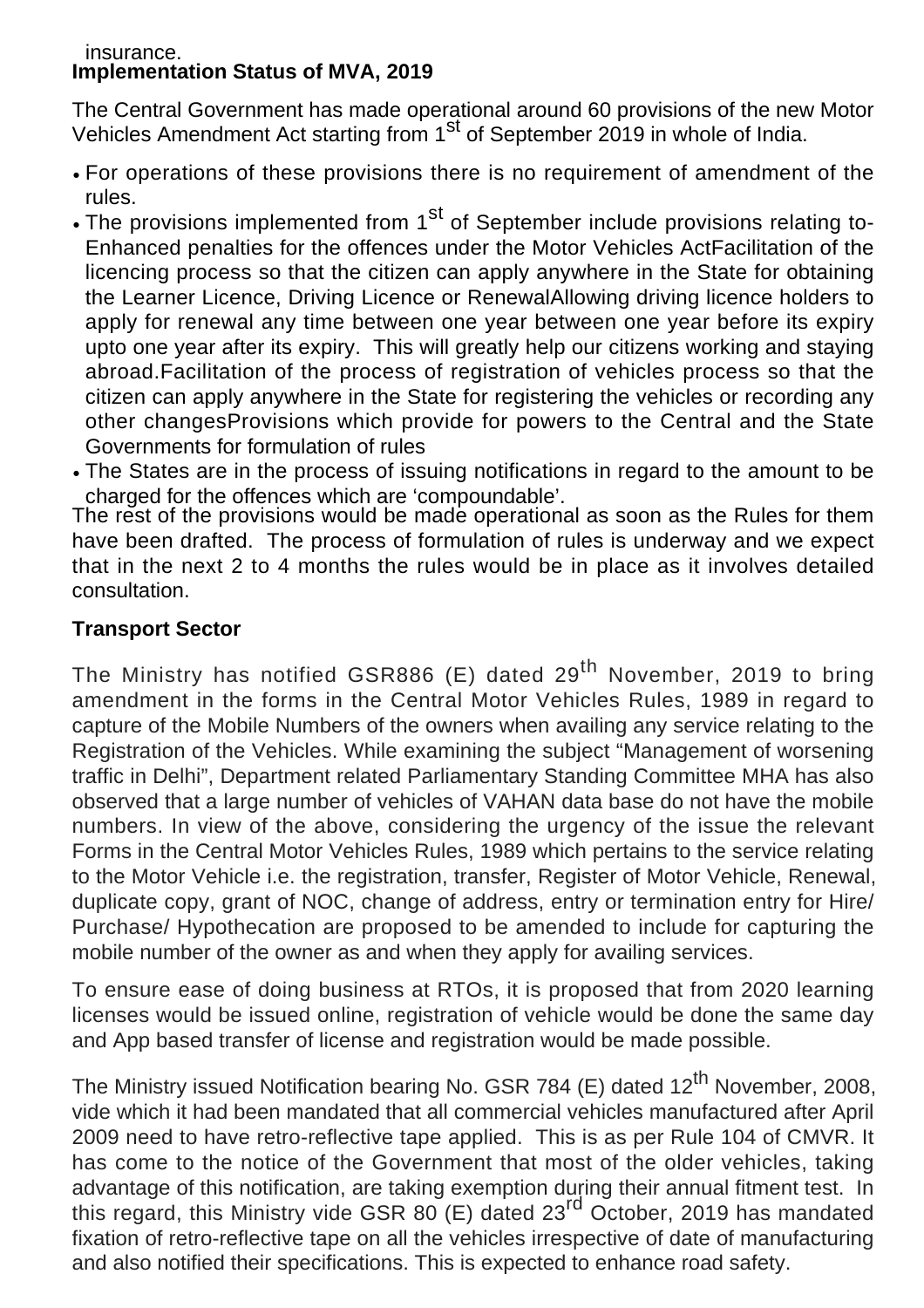insurance.

**Implementation Status of MVA, 2019**

The Central Government has made operational around 60 provisions of the new Motor Vehicles Amendment Act starting from 1st of September 2019 in whole of India.

- For operations of these provisions there is no requirement of amendment of the rules.
- The provisions implemented from 1st of September include provisions relating to- Enhanced penalties for the offences under the Motor Vehicles ActFacilitation of the licencing process so that the citizen can apply anywhere in the State for obtaining the Learner Licence, Driving Licence or RenewalAllowing driving licence holders to apply for renewal any time between one year between one year before its expiry upto one year after its expiry. This will greatly help our citizens working and staying abroad.Facilitation of the process of registration of vehicles process so that the citizen can apply anywhere in the State for registering the vehicles or recording any other changesProvisions which provide for powers to the Central and the State Governments for formulation of rules
- The States are in the process of issuing notifications in regard to the amount to be charged for the offences which are 'compoundable'.

The rest of the provisions would be made operational as soon as the Rules for them have been drafted. The process of formulation of rules is underway and we expect that in the next 2 to 4 months the rules would be in place as it involves detailed consultation.

**Transport Sector**

The Ministry has notified GSR886 (E) dated 29th November, 2019 to bring amendment in the forms in the Central Motor Vehicles Rules, 1989 in regard to capture of the Mobile Numbers of the owners when availing any service relating to the Registration of the Vehicles. While examining the subject "Management of worsening traffic in Delhi", Department related Parliamentary Standing Committee MHA has also observed that a large number of vehicles of VAHAN data base do not have the mobile numbers. In view of the above, considering the urgency of the issue the relevant Forms in the Central Motor Vehicles Rules, 1989 which pertains to the service relating to the Motor Vehicle i.e. the registration, transfer, Register of Motor Vehicle, Renewal, duplicate copy, grant of NOC, change of address, entry or termination entry for Hire/ Purchase/ Hypothecation are proposed to be amended to include for capturing the mobile number of the owner as and when they apply for availing services.

To ensure ease of doing business at RTOs, it is proposed that from 2020 learning licenses would be issued online, registration of vehicle would be done the same day and App based transfer of license and registration would be made possible.

The Ministry issued Notification bearing No. GSR 784 (E) dated 12th November, 2008, vide which it had been mandated that all commercial vehicles manufactured after April 2009 need to have retro-reflective tape applied. This is as per Rule 104 of CMVR. It has come to the notice of the Government that most of the older vehicles, taking advantage of this notification, are taking exemption during their annual fitment test. In this regard, this Ministry vide GSR 80 (E) dated 23rd October, 2019 has mandated fixation of retro-reflective tape on all the vehicles irrespective of date of manufacturing and also notified their specifications. This is expected to enhance road safety.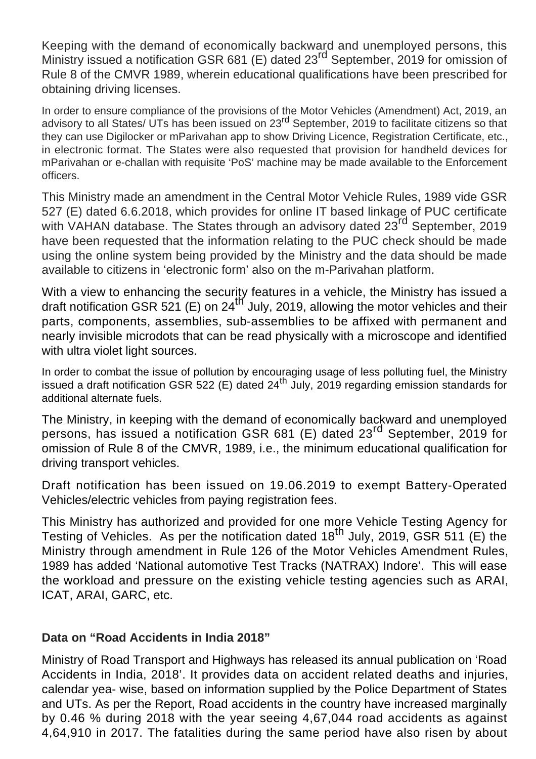Keeping with the demand of economically backward and unemployed persons, this Ministry issued a notification GSR 681 (E) dated 23rd September, 2019 for omission of Rule 8 of the CMVR 1989, wherein educational qualifications have been prescribed for obtaining driving licenses.

In order to ensure compliance of the provisions of the Motor Vehicles (Amendment) Act, 2019, an advisory to all States/ UTs has been issued on 23rd September, 2019 to facilitate citizens so that they can use Digilocker or mParivahan app to show Driving Licence, Registration Certificate, etc., in electronic format. The States were also requested that provision for handheld devices for mParivahan or e-challan with requisite 'PoS' machine may be made available to the Enforcement officers.

This Ministry made an amendment in the Central Motor Vehicle Rules, 1989 vide GSR 527 (E) dated 6.6.2018, which provides for online IT based linkage of PUC certificate with VAHAN database. The States through an advisory dated 23rd September, 2019 have been requested that the information relating to the PUC check should be made using the online system being provided by the Ministry and the data should be made available to citizens in 'electronic form' also on the m-Parivahan platform.

With a view to enhancing the security features in a vehicle, the Ministry has issued a draft notification GSR 521 (E) on 24th July, 2019, allowing the motor vehicles and their parts, components, assemblies, sub-assemblies to be affixed with permanent and nearly invisible microdots that can be read physically with a microscope and identified with ultra violet light sources.

In order to combat the issue of pollution by encouraging usage of less polluting fuel, the Ministry issued a draft notification GSR 522 (E) dated 24th July, 2019 regarding emission standards for additional alternate fuels.

The Ministry, in keeping with the demand of economically backward and unemployed persons, has issued a notification GSR 681 (E) dated 23rd September, 2019 for omission of Rule 8 of the CMVR, 1989, i.e., the minimum educational qualification for driving transport vehicles.

Draft notification has been issued on 19.06.2019 to exempt Battery-Operated Vehicles/electric vehicles from paying registration fees.

This Ministry has authorized and provided for one more Vehicle Testing Agency for Testing of Vehicles. As per the notification dated 18th July, 2019, GSR 511 (E) the Ministry through amendment in Rule 126 of the Motor Vehicles Amendment Rules, 1989 has added 'National automotive Test Tracks (NATRAX) Indore'. This will ease the workload and pressure on the existing vehicle testing agencies such as ARAI, ICAT, ARAI, GARC, etc.

**Data on "Road Accidents in India 2018"**

Ministry of Road Transport and Highways has released its annual publication on 'Road Accidents in India, 2018'. It provides data on accident related deaths and injuries, calendar yea- wise, based on information supplied by the Police Department of States and UTs. As per the Report, Road accidents in the country have increased marginally by 0.46 % during 2018 with the year seeing 4,67,044 road accidents as against 4,64,910 in 2017. The fatalities during the same period have also risen by about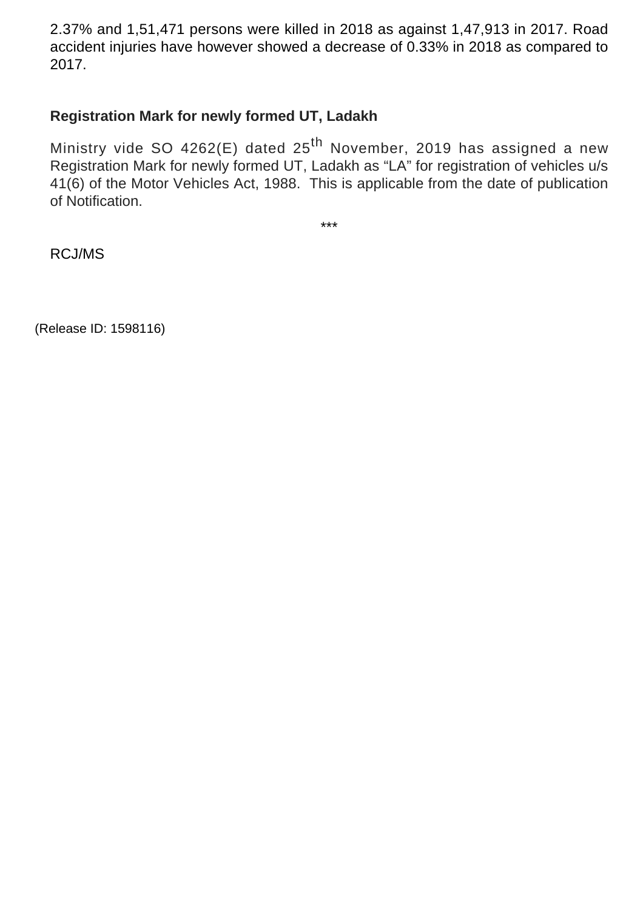2.37% and 1,51,471 persons were killed in 2018 as against 1,47,913 in 2017. Road accident injuries have however showed a decrease of 0.33% in 2018 as compared to 2017.

**Registration Mark for newly formed UT, Ladakh**

Ministry vide SO 4262(E) dated 25th November, 2019 has assigned a new Registration Mark for newly formed UT, Ladakh as “LA” for registration of vehicles u/s 41(6) of the Motor Vehicles Act, 1988. This is applicable from the date of publication of Notification.

***

RCJ/MS

(Release ID: 1598116)